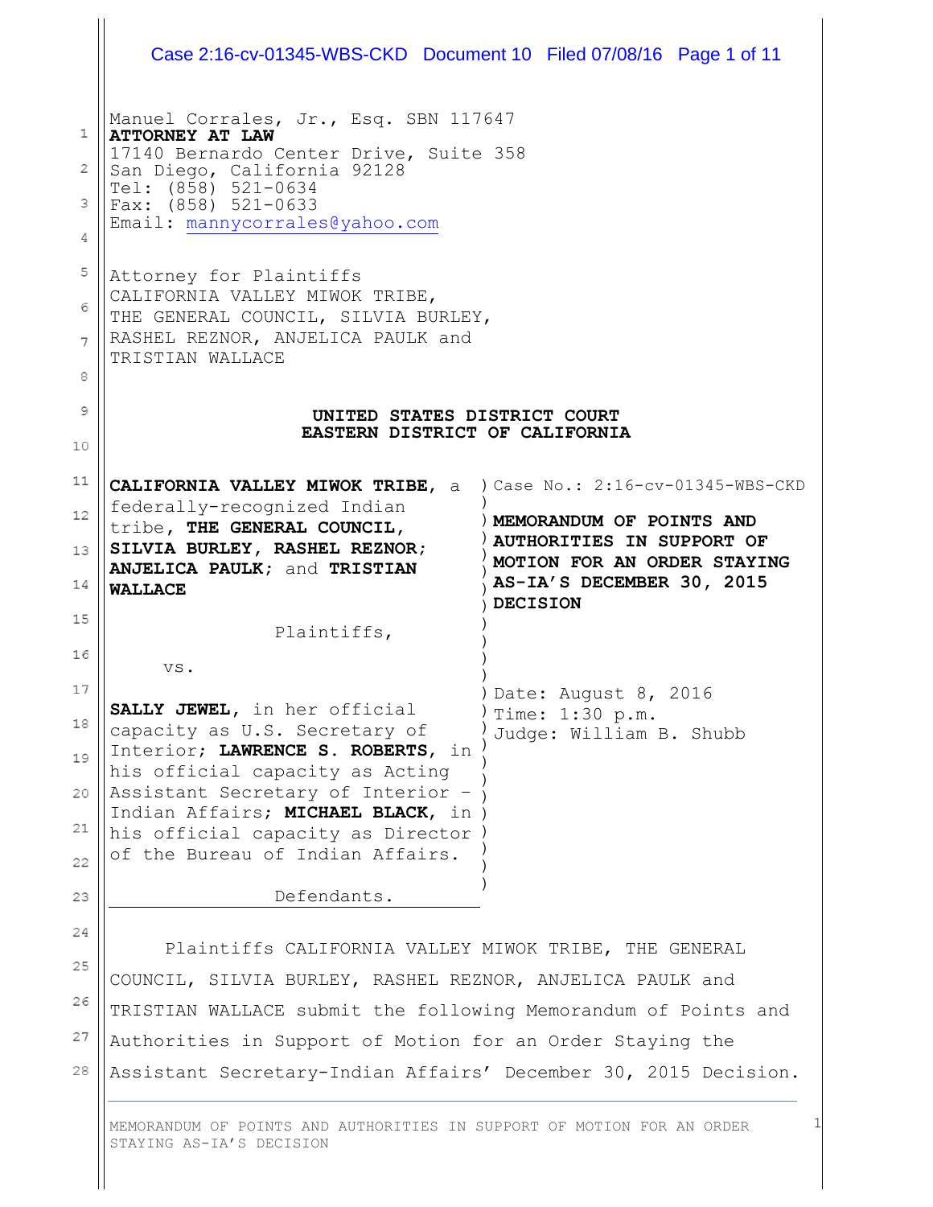Manuel Corrales, Jr., Esq. SBN 117647
**ATTORNEY AT LAW**
17140 Bernardo Center Drive, Suite 358
San Diego, California 92128
Tel: (858) 521-0634
Fax: (858) 521-0633
Email: mannycorrales@yahoo.com

Attorney for Plaintiffs
CALIFORNIA VALLEY MIWOK TRIBE,
THE GENERAL COUNCIL, SILVIA BURLEY,
RASHEL REZNOR, ANJELICA PAULK and
TRISTIAN WALLACE

**UNITED STATES DISTRICT COURT**
**EASTERN DISTRICT OF CALIFORNIA**

**CALIFORNIA VALLEY MIWOK TRIBE**, a federally-recognized Indian tribe, **THE GENERAL COUNCIL, SILVIA BURLEY, RASHEL REZNOR; ANJELICA PAULK**; and **TRISTIAN WALLACE**

Plaintiffs,

vs.

**SALLY JEWEL**, in her official capacity as U.S. Secretary of Interior; **LAWRENCE S. ROBERTS**, in his official capacity as Acting Assistant Secretary of Interior – Indian Affairs; **MICHAEL BLACK**, in his official capacity as Director of the Bureau of Indian Affairs.

Defendants.

Case No.: 2:16-cv-01345-WBS-CKD

**MEMORANDUM OF POINTS AND AUTHORITIES IN SUPPORT OF MOTION FOR AN ORDER STAYING AS-IA'S DECEMBER 30, 2015 DECISION**

Date: August 8, 2016
Time: 1:30 p.m.
Judge: William B. Shubb

Plaintiffs CALIFORNIA VALLEY MIWOK TRIBE, THE GENERAL COUNCIL, SILVIA BURLEY, RASHEL REZNOR, ANJELICA PAULK and TRISTIAN WALLACE submit the following Memorandum of Points and Authorities in Support of Motion for an Order Staying the Assistant Secretary-Indian Affairs' December 30, 2015 Decision.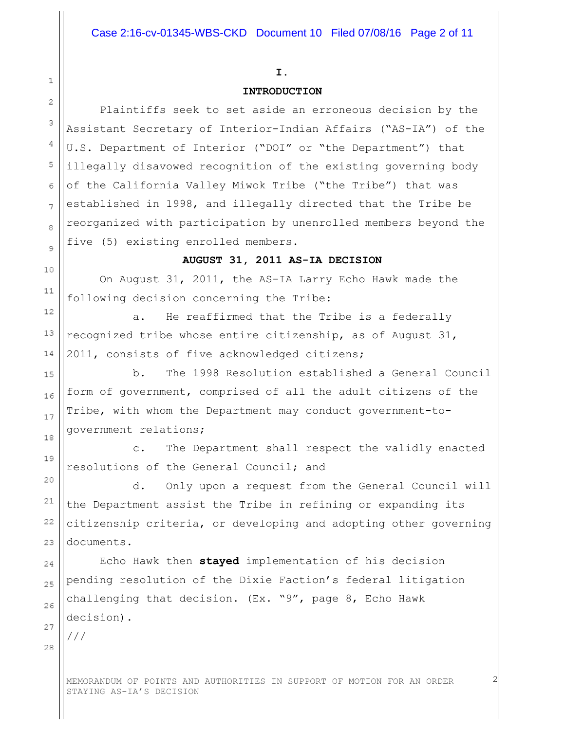## I.

## INTRODUCTION

Plaintiffs seek to set aside an erroneous decision by the Assistant Secretary of Interior-Indian Affairs ("AS-IA") of the U.S. Department of Interior ("DOI" or "the Department") that illegally disavowed recognition of the existing governing body of the California Valley Miwok Tribe ("the Tribe") that was established in 1998, and illegally directed that the Tribe be reorganized with participation by unenrolled members beyond the five (5) existing enrolled members.

### AUGUST 31, 2011 AS-IA DECISION

On August 31, 2011, the AS-IA Larry Echo Hawk made the following decision concerning the Tribe:

a. He reaffirmed that the Tribe is a federally recognized tribe whose entire citizenship, as of August 31, 2011, consists of five acknowledged citizens;

b. The 1998 Resolution established a General Council form of government, comprised of all the adult citizens of the Tribe, with whom the Department may conduct government-to-government relations;

c. The Department shall respect the validly enacted resolutions of the General Council; and

d. Only upon a request from the General Council will the Department assist the Tribe in refining or expanding its citizenship criteria, or developing and adopting other governing documents.

Echo Hawk then **stayed** implementation of his decision pending resolution of the Dixie Faction's federal litigation challenging that decision. (Ex. "9", page 8, Echo Hawk decision).

///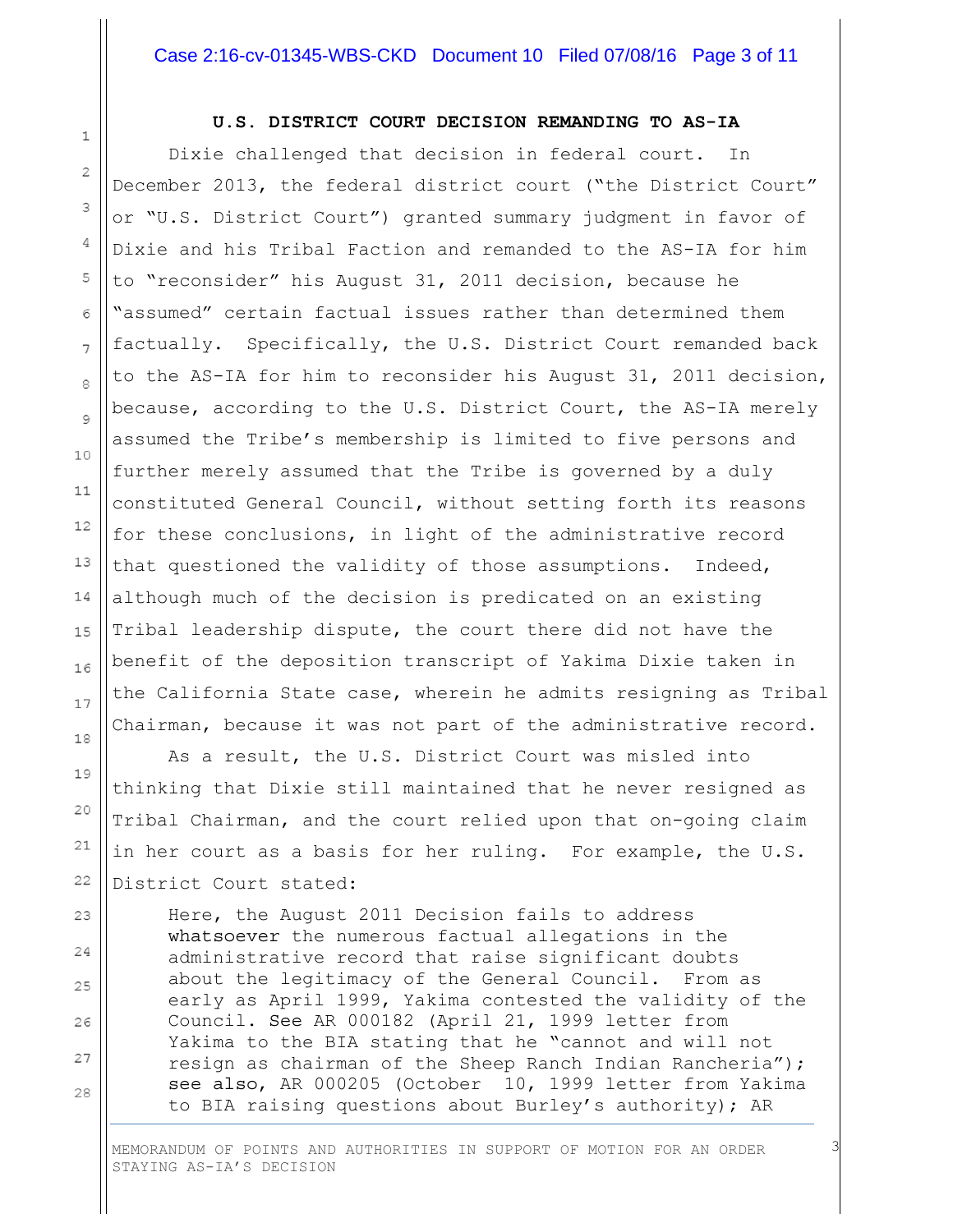## U.S. DISTRICT COURT DECISION REMANDING TO AS-IA

Dixie challenged that decision in federal court. In December 2013, the federal district court ("the District Court" or "U.S. District Court") granted summary judgment in favor of Dixie and his Tribal Faction and remanded to the AS-IA for him to "reconsider" his August 31, 2011 decision, because he "assumed" certain factual issues rather than determined them factually. Specifically, the U.S. District Court remanded back to the AS-IA for him to reconsider his August 31, 2011 decision, because, according to the U.S. District Court, the AS-IA merely assumed the Tribe's membership is limited to five persons and further merely assumed that the Tribe is governed by a duly constituted General Council, without setting forth its reasons for these conclusions, in light of the administrative record that questioned the validity of those assumptions. Indeed, although much of the decision is predicated on an existing Tribal leadership dispute, the court there did not have the benefit of the deposition transcript of Yakima Dixie taken in the California State case, wherein he admits resigning as Tribal Chairman, because it was not part of the administrative record.

As a result, the U.S. District Court was misled into thinking that Dixie still maintained that he never resigned as Tribal Chairman, and the court relied upon that on-going claim in her court as a basis for her ruling. For example, the U.S. District Court stated:

> Here, the August 2011 Decision fails to address whatsoever the numerous factual allegations in the administrative record that raise significant doubts about the legitimacy of the General Council. From as early as April 1999, Yakima contested the validity of the Council. *See* AR 000182 (April 21, 1999 letter from Yakima to the BIA stating that he "cannot and will not resign as chairman of the Sheep Ranch Indian Rancheria"); *see also*, AR 000205 (October 10, 1999 letter from Yakima to BIA raising questions about Burley's authority); AR

MEMORANDUM OF POINTS AND AUTHORITIES IN SUPPORT OF MOTION FOR AN ORDER STAYING AS-IA'S DECISION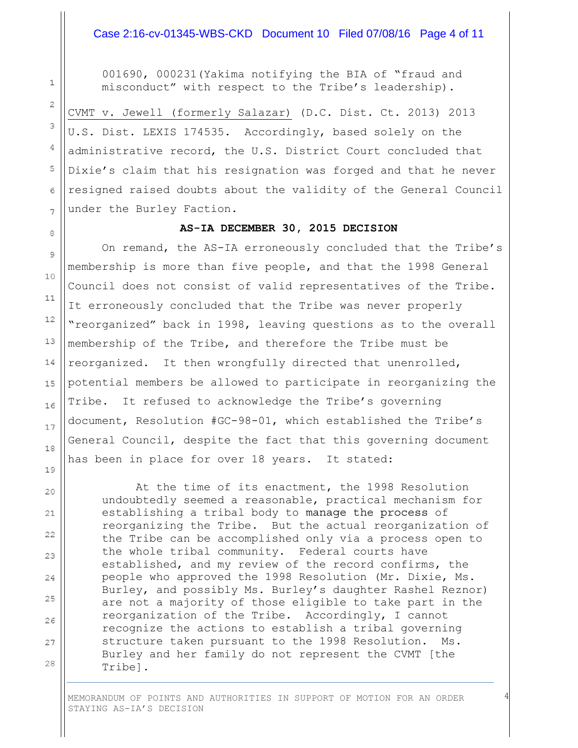001690, 000231(Yakima notifying the BIA of "fraud and misconduct" with respect to the Tribe's leadership).

CVMT v. Jewell (formerly Salazar) (D.C. Dist. Ct. 2013) 2013 U.S. Dist. LEXIS 174535. Accordingly, based solely on the administrative record, the U.S. District Court concluded that Dixie's claim that his resignation was forged and that he never resigned raised doubts about the validity of the General Council under the Burley Faction.

**AS-IA DECEMBER 30, 2015 DECISION**

On remand, the AS-IA erroneously concluded that the Tribe's membership is more than five people, and that the 1998 General Council does not consist of valid representatives of the Tribe. It erroneously concluded that the Tribe was never properly "reorganized" back in 1998, leaving questions as to the overall membership of the Tribe, and therefore the Tribe must be reorganized. It then wrongfully directed that unenrolled, potential members be allowed to participate in reorganizing the Tribe. It refused to acknowledge the Tribe's governing document, Resolution #GC-98-01, which established the Tribe's General Council, despite the fact that this governing document has been in place for over 18 years. It stated:

> At the time of its enactment, the 1998 Resolution undoubtedly seemed a reasonable, practical mechanism for establishing a tribal body to manage the process of reorganizing the Tribe. But the actual reorganization of the Tribe can be accomplished only via a process open to the whole tribal community. Federal courts have established, and my review of the record confirms, the people who approved the 1998 Resolution (Mr. Dixie, Ms. Burley, and possibly Ms. Burley's daughter Rashel Reznor) are not a majority of those eligible to take part in the reorganization of the Tribe. Accordingly, I cannot recognize the actions to establish a tribal governing structure taken pursuant to the 1998 Resolution. Ms. Burley and her family do not represent the CVMT [the Tribe].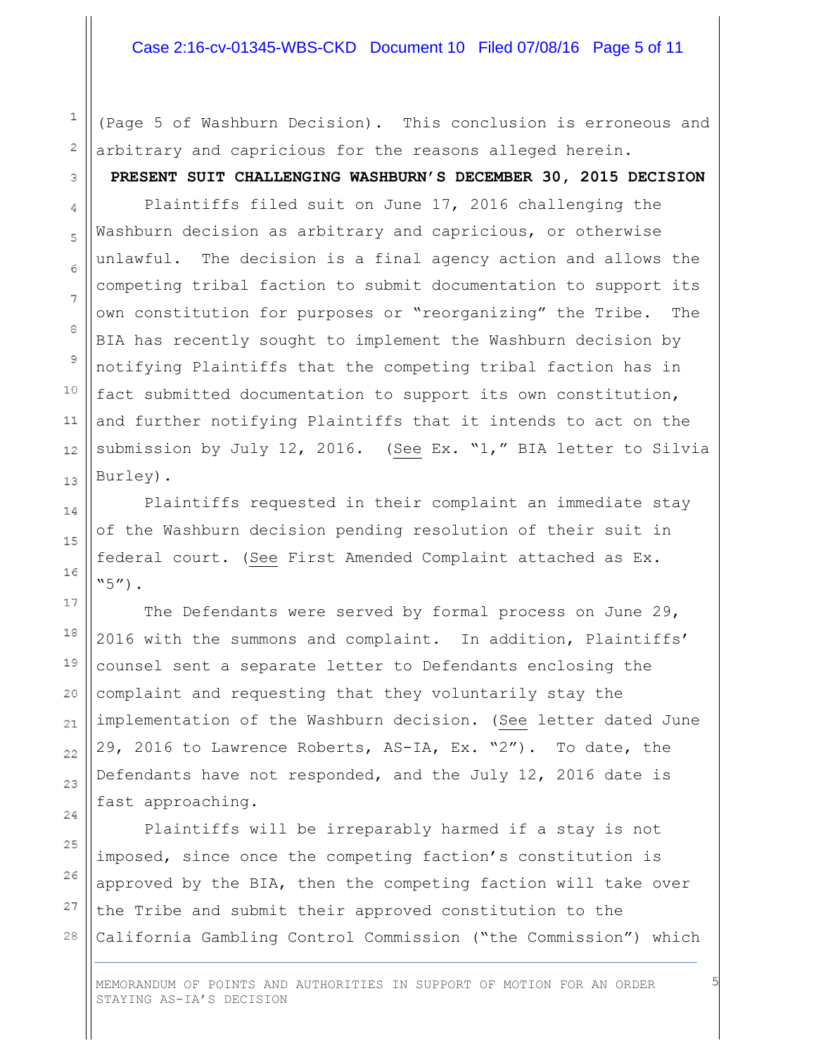(Page 5 of Washburn Decision). This conclusion is erroneous and arbitrary and capricious for the reasons alleged herein.

**PRESENT SUIT CHALLENGING WASHBURN'S DECEMBER 30, 2015 DECISION**

Plaintiffs filed suit on June 17, 2016 challenging the Washburn decision as arbitrary and capricious, or otherwise unlawful. The decision is a final agency action and allows the competing tribal faction to submit documentation to support its own constitution for purposes or "reorganizing" the Tribe. The BIA has recently sought to implement the Washburn decision by notifying Plaintiffs that the competing tribal faction has in fact submitted documentation to support its own constitution, and further notifying Plaintiffs that it intends to act on the submission by July 12, 2016. (See Ex. "1," BIA letter to Silvia Burley).

Plaintiffs requested in their complaint an immediate stay of the Washburn decision pending resolution of their suit in federal court. (See First Amended Complaint attached as Ex. "5").

The Defendants were served by formal process on June 29, 2016 with the summons and complaint. In addition, Plaintiffs' counsel sent a separate letter to Defendants enclosing the complaint and requesting that they voluntarily stay the implementation of the Washburn decision. (See letter dated June 29, 2016 to Lawrence Roberts, AS-IA, Ex. "2"). To date, the Defendants have not responded, and the July 12, 2016 date is fast approaching.

Plaintiffs will be irreparably harmed if a stay is not imposed, since once the competing faction's constitution is approved by the BIA, then the competing faction will take over the Tribe and submit their approved constitution to the California Gambling Control Commission ("the Commission") which

MEMORANDUM OF POINTS AND AUTHORITIES IN SUPPORT OF MOTION FOR AN ORDER STAYING AS-IA'S DECISION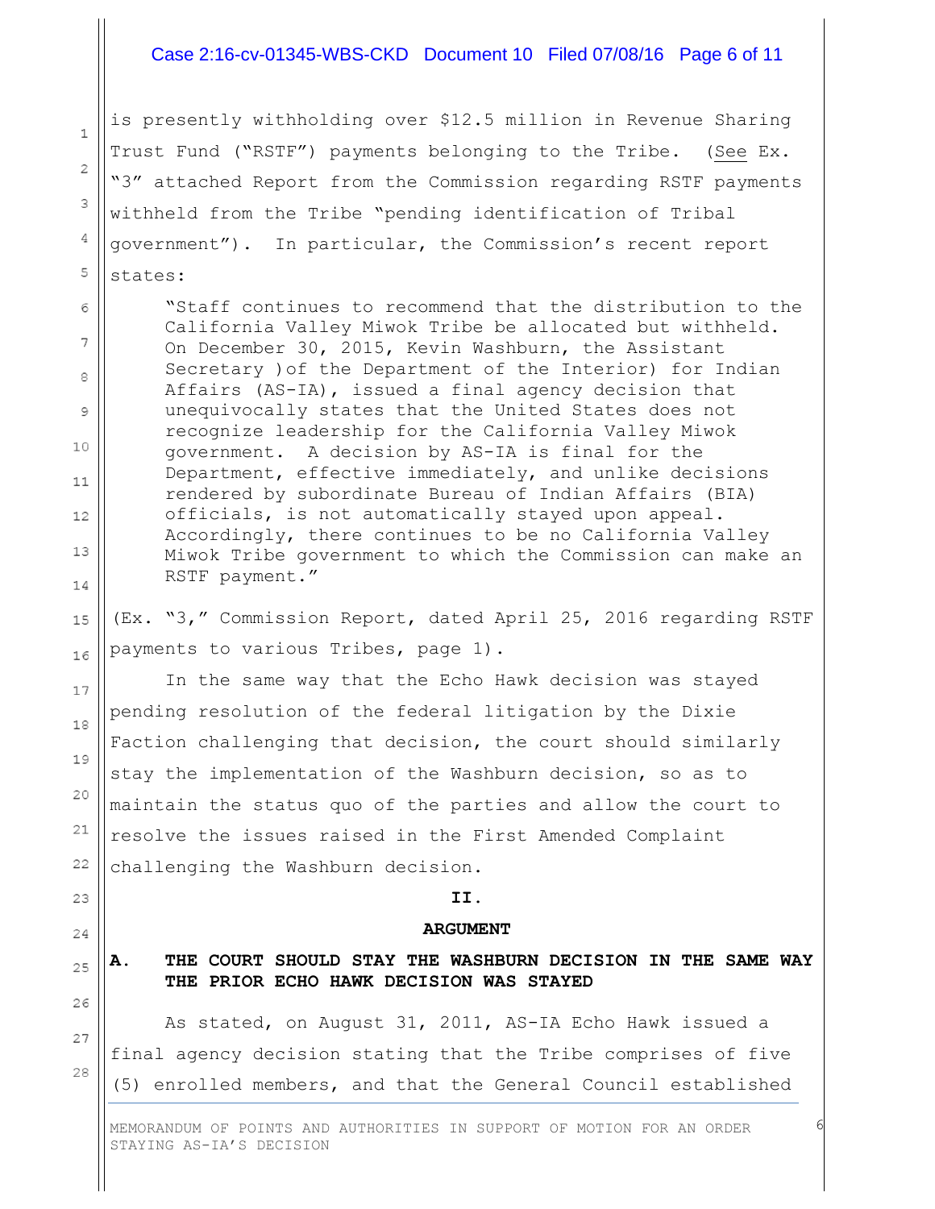is presently withholding over $12.5 million in Revenue Sharing Trust Fund ("RSTF") payments belonging to the Tribe. (See Ex. "3" attached Report from the Commission regarding RSTF payments withheld from the Tribe "pending identification of Tribal government"). In particular, the Commission's recent report states:

> "Staff continues to recommend that the distribution to the California Valley Miwok Tribe be allocated but withheld. On December 30, 2015, Kevin Washburn, the Assistant Secretary )of the Department of the Interior) for Indian Affairs (AS-IA), issued a final agency decision that unequivocally states that the United States does not recognize leadership for the California Valley Miwok government. A decision by AS-IA is final for the Department, effective immediately, and unlike decisions rendered by subordinate Bureau of Indian Affairs (BIA) officials, is not automatically stayed upon appeal. Accordingly, there continues to be no California Valley Miwok Tribe government to which the Commission can make an RSTF payment."

(Ex. "3," Commission Report, dated April 25, 2016 regarding RSTF payments to various Tribes, page 1).

In the same way that the Echo Hawk decision was stayed pending resolution of the federal litigation by the Dixie Faction challenging that decision, the court should similarly stay the implementation of the Washburn decision, so as to maintain the status quo of the parties and allow the court to resolve the issues raised in the First Amended Complaint challenging the Washburn decision.

## II.

## ARGUMENT

### A. THE COURT SHOULD STAY THE WASHBURN DECISION IN THE SAME WAY THE PRIOR ECHO HAWK DECISION WAS STAYED

As stated, on August 31, 2011, AS-IA Echo Hawk issued a final agency decision stating that the Tribe comprises of five (5) enrolled members, and that the General Council established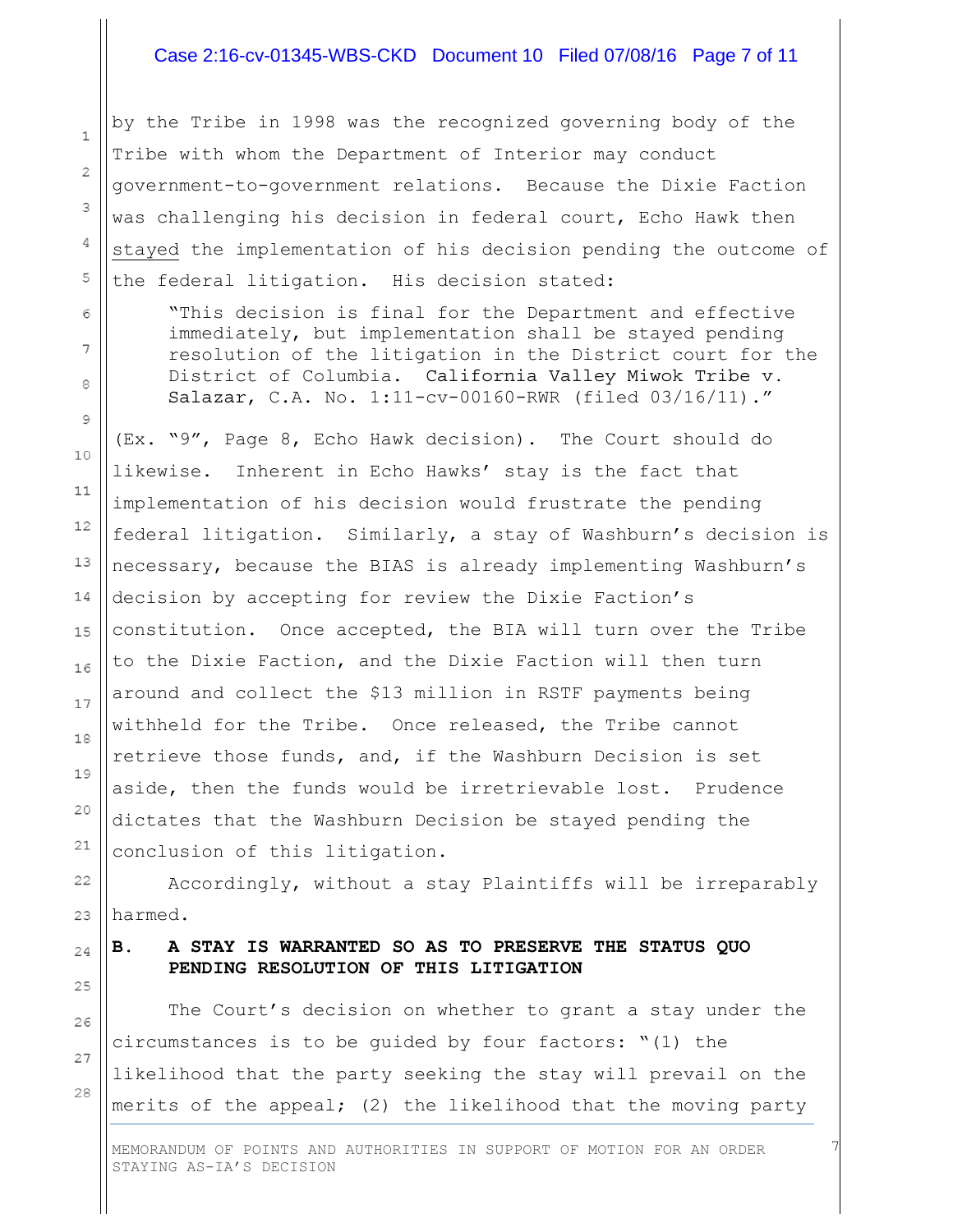by the Tribe in 1998 was the recognized governing body of the Tribe with whom the Department of Interior may conduct government-to-government relations. Because the Dixie Faction was challenging his decision in federal court, Echo Hawk then stayed the implementation of his decision pending the outcome of the federal litigation. His decision stated:

> "This decision is final for the Department and effective immediately, but implementation shall be stayed pending resolution of the litigation in the District court for the District of Columbia. California Valley Miwok Tribe v. Salazar, C.A. No. 1:11-cv-00160-RWR (filed 03/16/11)."

(Ex. "9", Page 8, Echo Hawk decision). The Court should do likewise. Inherent in Echo Hawks' stay is the fact that implementation of his decision would frustrate the pending federal litigation. Similarly, a stay of Washburn's decision is necessary, because the BIAS is already implementing Washburn's decision by accepting for review the Dixie Faction's constitution. Once accepted, the BIA will turn over the Tribe to the Dixie Faction, and the Dixie Faction will then turn around and collect the $13 million in RSTF payments being withheld for the Tribe. Once released, the Tribe cannot retrieve those funds, and, if the Washburn Decision is set aside, then the funds would be irretrievable lost. Prudence dictates that the Washburn Decision be stayed pending the conclusion of this litigation.

Accordingly, without a stay Plaintiffs will be irreparably harmed.

### B. A STAY IS WARRANTED SO AS TO PRESERVE THE STATUS QUO PENDING RESOLUTION OF THIS LITIGATION

The Court's decision on whether to grant a stay under the circumstances is to be guided by four factors: "(1) the likelihood that the party seeking the stay will prevail on the merits of the appeal; (2) the likelihood that the moving party

MEMORANDUM OF POINTS AND AUTHORITIES IN SUPPORT OF MOTION FOR AN ORDER STAYING AS-IA'S DECISION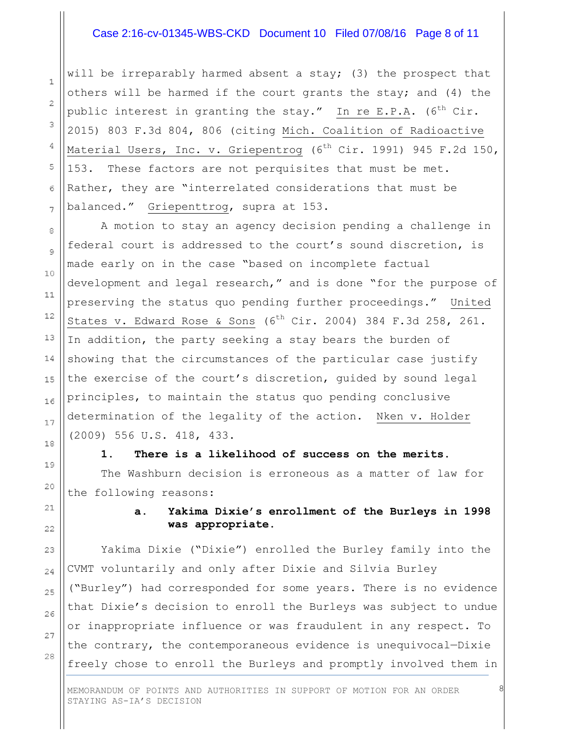will be irreparably harmed absent a stay; (3) the prospect that others will be harmed if the court grants the stay; and (4) the public interest in granting the stay." In re E.P.A. (6th Cir. 2015) 803 F.3d 804, 806 (citing Mich. Coalition of Radioactive Material Users, Inc. v. Griepentrog (6th Cir. 1991) 945 F.2d 150, 153. These factors are not perquisites that must be met. Rather, they are "interrelated considerations that must be balanced." Griepenttrog, supra at 153.

A motion to stay an agency decision pending a challenge in federal court is addressed to the court's sound discretion, is made early on in the case "based on incomplete factual development and legal research," and is done "for the purpose of preserving the status quo pending further proceedings." United States v. Edward Rose & Sons (6th Cir. 2004) 384 F.3d 258, 261. In addition, the party seeking a stay bears the burden of showing that the circumstances of the particular case justify the exercise of the court's discretion, guided by sound legal principles, to maintain the status quo pending conclusive determination of the legality of the action. Nken v. Holder (2009) 556 U.S. 418, 433.

**1. There is a likelihood of success on the merits.**

The Washburn decision is erroneous as a matter of law for the following reasons:

**a. Yakima Dixie's enrollment of the Burleys in 1998 was appropriate.**

Yakima Dixie ("Dixie") enrolled the Burley family into the CVMT voluntarily and only after Dixie and Silvia Burley ("Burley") had corresponded for some years. There is no evidence that Dixie's decision to enroll the Burleys was subject to undue or inappropriate influence or was fraudulent in any respect. To the contrary, the contemporaneous evidence is unequivocal—Dixie freely chose to enroll the Burleys and promptly involved them in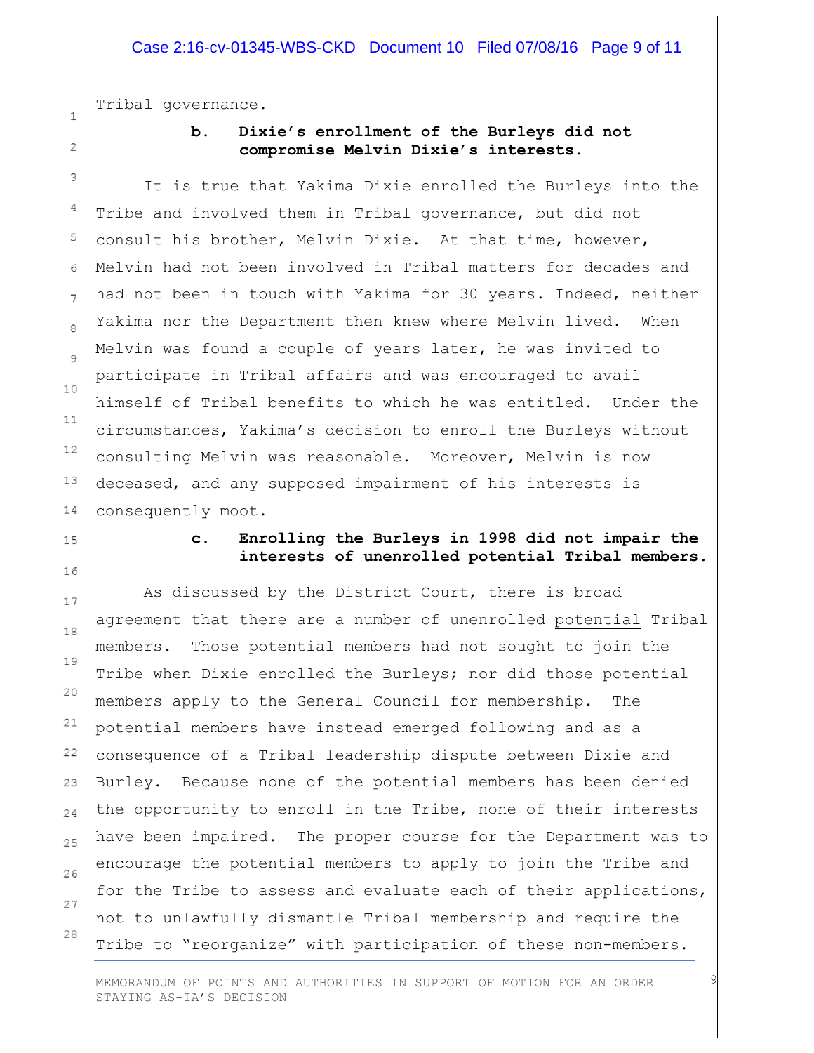Tribal governance.

**b. Dixie's enrollment of the Burleys did not compromise Melvin Dixie's interests.**

It is true that Yakima Dixie enrolled the Burleys into the Tribe and involved them in Tribal governance, but did not consult his brother, Melvin Dixie. At that time, however, Melvin had not been involved in Tribal matters for decades and had not been in touch with Yakima for 30 years. Indeed, neither Yakima nor the Department then knew where Melvin lived. When Melvin was found a couple of years later, he was invited to participate in Tribal affairs and was encouraged to avail himself of Tribal benefits to which he was entitled. Under the circumstances, Yakima's decision to enroll the Burleys without consulting Melvin was reasonable. Moreover, Melvin is now deceased, and any supposed impairment of his interests is consequently moot.

**c. Enrolling the Burleys in 1998 did not impair the interests of unenrolled potential Tribal members.**

As discussed by the District Court, there is broad agreement that there are a number of unenrolled potential Tribal members. Those potential members had not sought to join the Tribe when Dixie enrolled the Burleys; nor did those potential members apply to the General Council for membership. The potential members have instead emerged following and as a consequence of a Tribal leadership dispute between Dixie and Burley. Because none of the potential members has been denied the opportunity to enroll in the Tribe, none of their interests have been impaired. The proper course for the Department was to encourage the potential members to apply to join the Tribe and for the Tribe to assess and evaluate each of their applications, not to unlawfully dismantle Tribal membership and require the Tribe to "reorganize" with participation of these non-members.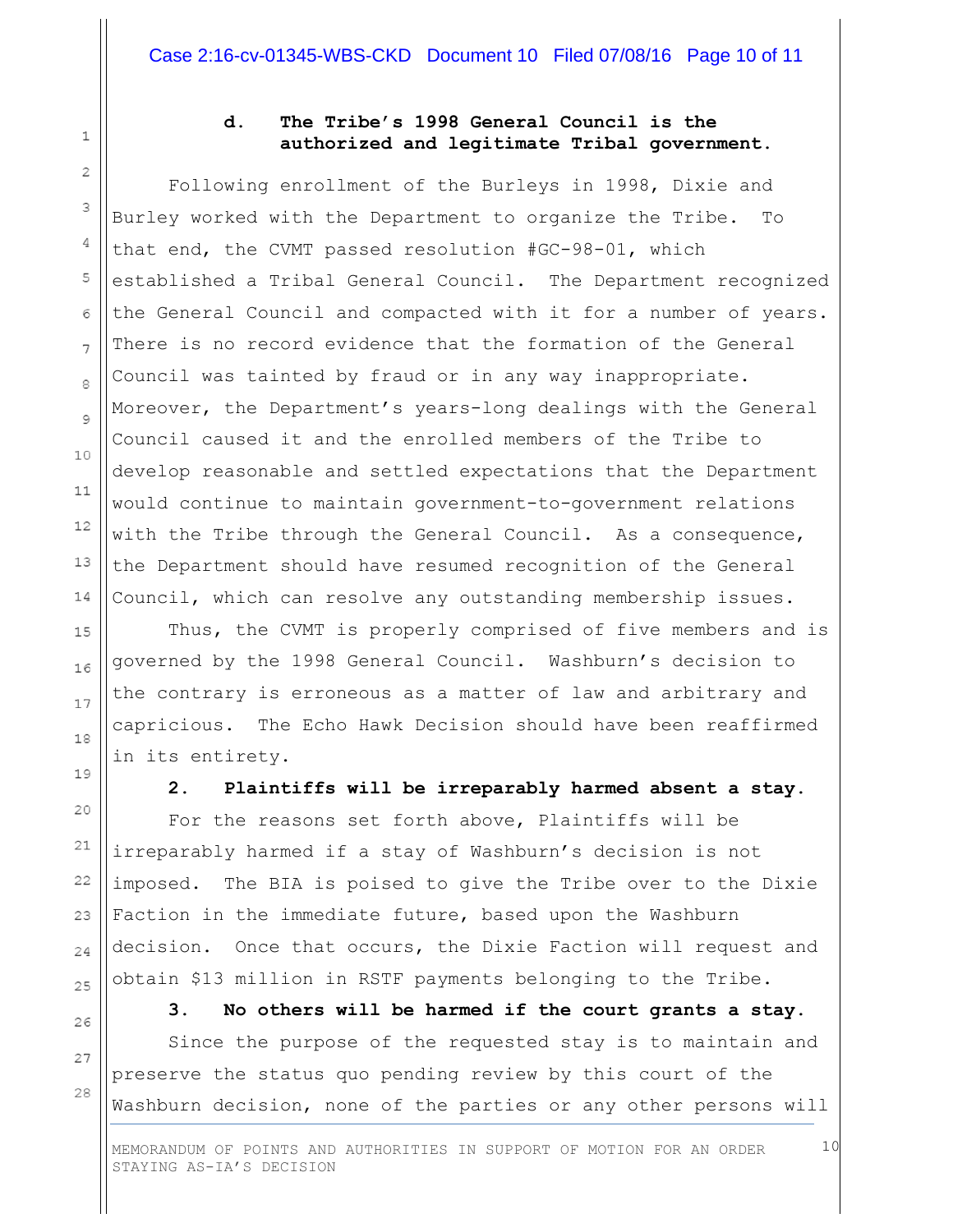**d. The Tribe's 1998 General Council is the authorized and legitimate Tribal government.**

Following enrollment of the Burleys in 1998, Dixie and Burley worked with the Department to organize the Tribe. To that end, the CVMT passed resolution #GC-98-01, which established a Tribal General Council. The Department recognized the General Council and compacted with it for a number of years. There is no record evidence that the formation of the General Council was tainted by fraud or in any way inappropriate. Moreover, the Department's years-long dealings with the General Council caused it and the enrolled members of the Tribe to develop reasonable and settled expectations that the Department would continue to maintain government-to-government relations with the Tribe through the General Council. As a consequence, the Department should have resumed recognition of the General Council, which can resolve any outstanding membership issues.

Thus, the CVMT is properly comprised of five members and is governed by the 1998 General Council. Washburn's decision to the contrary is erroneous as a matter of law and arbitrary and capricious. The Echo Hawk Decision should have been reaffirmed in its entirety.

**2. Plaintiffs will be irreparably harmed absent a stay.**

For the reasons set forth above, Plaintiffs will be irreparably harmed if a stay of Washburn's decision is not imposed. The BIA is poised to give the Tribe over to the Dixie Faction in the immediate future, based upon the Washburn decision. Once that occurs, the Dixie Faction will request and obtain $13 million in RSTF payments belonging to the Tribe.

**3. No others will be harmed if the court grants a stay.**

Since the purpose of the requested stay is to maintain and preserve the status quo pending review by this court of the Washburn decision, none of the parties or any other persons will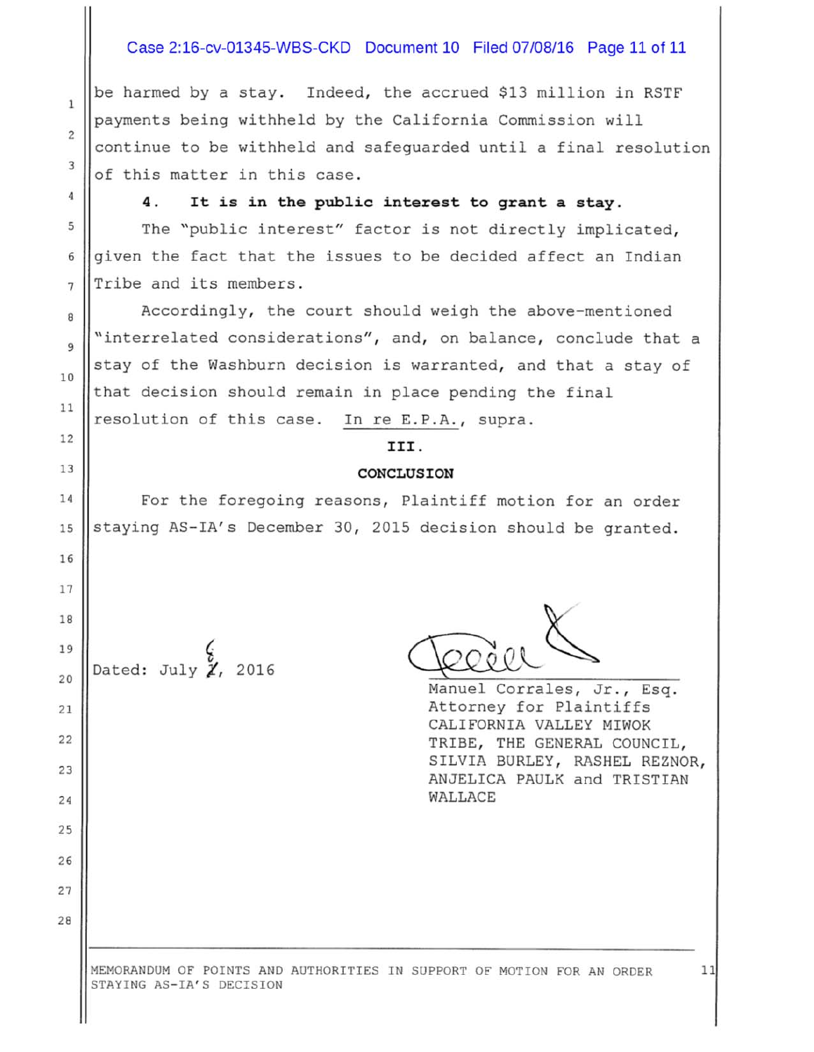be harmed by a stay. Indeed, the accrued $13 million in RSTF payments being withheld by the California Commission will continue to be withheld and safeguarded until a final resolution of this matter in this case.

**4. It is in the public interest to grant a stay.**

The "public interest" factor is not directly implicated, given the fact that the issues to be decided affect an Indian Tribe and its members.

Accordingly, the court should weigh the above-mentioned "interrelated considerations", and, on balance, conclude that a stay of the Washburn decision is warranted, and that a stay of that decision should remain in place pending the final resolution of this case. In re E.P.A., supra.

## III.

## CONCLUSION

For the foregoing reasons, Plaintiff motion for an order staying AS-IA's December 30, 2015 decision should be granted.

Dated: July 6, 2016

Manuel Corrales, Jr., Esq.
Attorney for Plaintiffs
CALIFORNIA VALLEY MIWOK TRIBE, THE GENERAL COUNCIL, SILVIA BURLEY, RASHEL REZNOR, ANJELICA PAULK and TRISTIAN WALLACE

MEMORANDUM OF POINTS AND AUTHORITIES IN SUPPORT OF MOTION FOR AN ORDER STAYING AS-IA'S DECISION